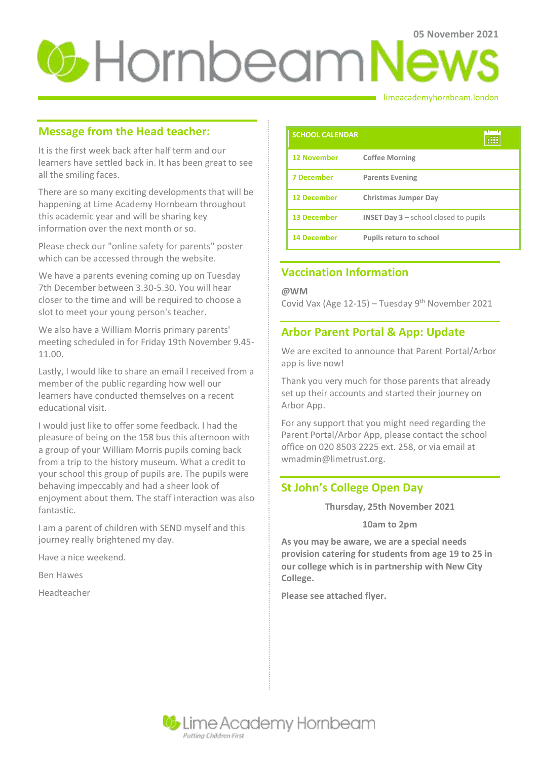05 November 2021

# Hornbeam News

limeacademyhornbeam.london

## Message from the Head teacher:

It is the first week back after half term and our learners have settled back in. It has been great to see all the smiling faces.

There are so many exciting developments that will be happening at Lime Academy Hornbeam throughout this academic year and will be sharing key information over the next month or so.

Please check our "online safety for parents" poster which can be accessed through the website.

We have a parents evening coming up on Tuesday 7th December between 3.30-5.30. You will hear closer to the time and will be required to choose a slot to meet your young person's teacher.

We also have a William Morris primary parents' meeting scheduled in for Friday 19th November 9.45-11.00.

Lastly, I would like to share an email I received from a member of the public regarding how well our learners have conducted themselves on a recent educational visit.

I would just like to offer some feedback. I had the pleasure of being on the 158 bus this afternoon with a group of your William Morris pupils coming back from a trip to the history museum. What a credit to your school this group of pupils are. The pupils were behaving impeccably and had a sheer look of enjoyment about them. The staff interaction was also fantastic.

I am a parent of children with SEND myself and this journey really brightened my day.

Have a nice weekend.

Ben Hawes

Headteacher

| SCHOOL CALENDAR | |
|---|---|
| **12 November** | **Coffee Morning** |
| **7 December** | **Parents Evening** |
| **12 December** | **Christmas Jumper Day** |
| **13 December** | **INSET Day 3 –** school closed to pupils |
| **14 December** | **Pupils return to school** |

## Vaccination Information

**@WM**

Covid Vax (Age 12-15) – Tuesday 9th November 2021

## Arbor Parent Portal & App: Update

We are excited to announce that Parent Portal/Arbor app is live now!

Thank you very much for those parents that already set up their accounts and started their journey on Arbor App.

For any support that you might need regarding the Parent Portal/Arbor App, please contact the school office on 020 8503 2225 ext. 258, or via email at wmadmin@limetrust.org.

## St John's College Open Day

**Thursday, 25th November 2021**

**10am to 2pm**

**As you may be aware, we are a special needs provision catering for students from age 19 to 25 in our college which is in partnership with New City College.**

**Please see attached flyer.**

Lime Academy Hornbeam

*Putting Children First*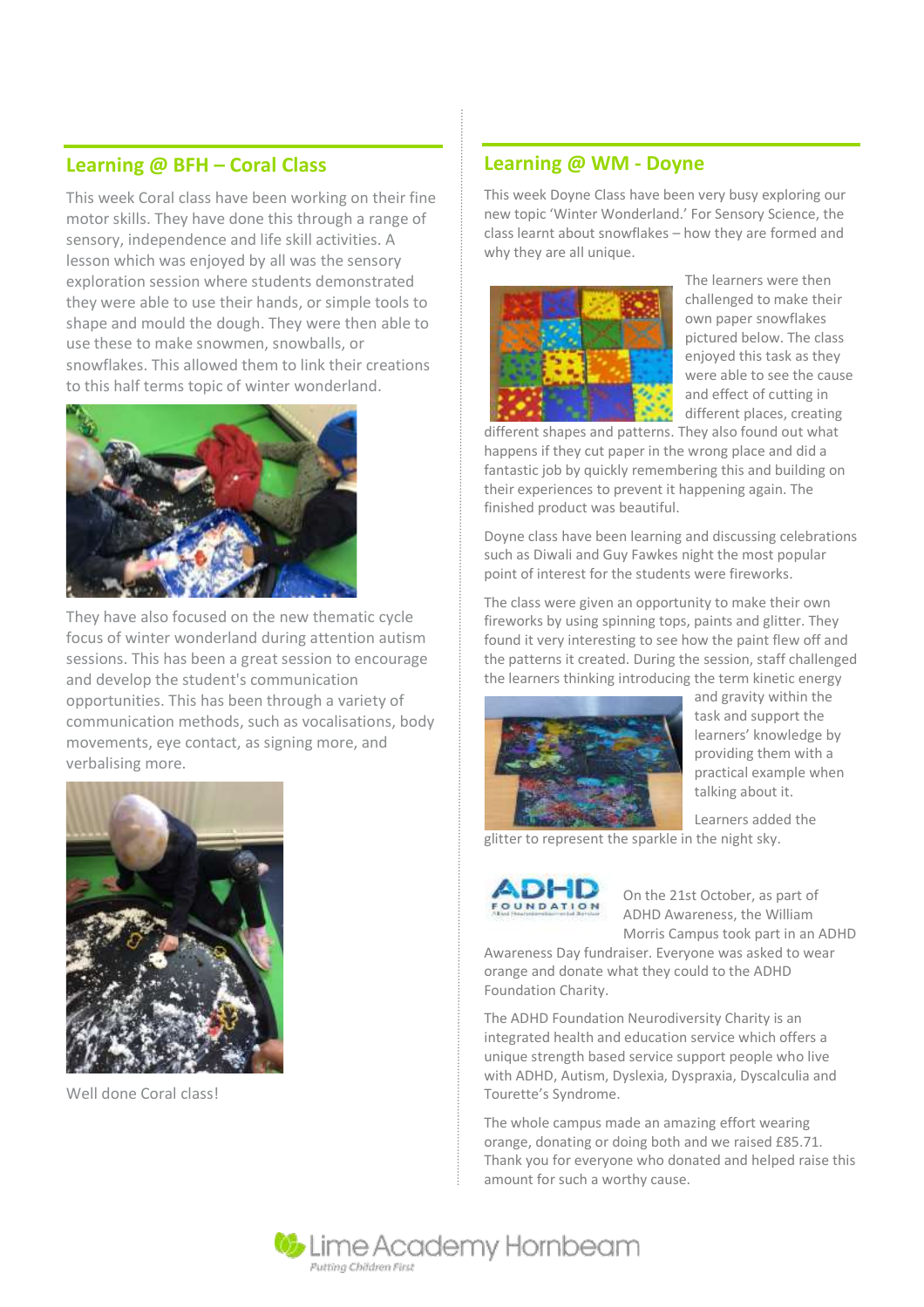## Learning @ BFH – Coral Class

This week Coral class have been working on their fine motor skills. They have done this through a range of sensory, independence and life skill activities. A lesson which was enjoyed by all was the sensory exploration session where students demonstrated they were able to use their hands, or simple tools to shape and mould the dough. They were then able to use these to make snowmen, snowballs, or snowflakes. This allowed them to link their creations to this half terms topic of winter wonderland.

They have also focused on the new thematic cycle focus of winter wonderland during attention autism sessions. This has been a great session to encourage and develop the student's communication opportunities. This has been through a variety of communication methods, such as vocalisations, body movements, eye contact, as signing more, and verbalising more.

Well done Coral class!

## Learning @ WM - Doyne

This week Doyne Class have been very busy exploring our new topic 'Winter Wonderland.' For Sensory Science, the class learnt about snowflakes – how they are formed and why they are all unique.

The learners were then challenged to make their own paper snowflakes pictured below. The class enjoyed this task as they were able to see the cause and effect of cutting in different places, creating different shapes and patterns. They also found out what happens if they cut paper in the wrong place and did a fantastic job by quickly remembering this and building on their experiences to prevent it happening again. The finished product was beautiful.

Doyne class have been learning and discussing celebrations such as Diwali and Guy Fawkes night the most popular point of interest for the students were fireworks.

The class were given an opportunity to make their own fireworks by using spinning tops, paints and glitter. They found it very interesting to see how the paint flew off and the patterns it created. During the session, staff challenged the learners thinking introducing the term kinetic energy and gravity within the task and support the learners' knowledge by providing them with a practical example when talking about it.

Learners added the glitter to represent the sparkle in the night sky.

On the 21st October, as part of ADHD Awareness, the William Morris Campus took part in an ADHD Awareness Day fundraiser. Everyone was asked to wear orange and donate what they could to the ADHD Foundation Charity.

The ADHD Foundation Neurodiversity Charity is an integrated health and education service which offers a unique strength based service support people who live with ADHD, Autism, Dyslexia, Dyspraxia, Dyscalculia and Tourette's Syndrome.

The whole campus made an amazing effort wearing orange, donating or doing both and we raised £85.71. Thank you for everyone who donated and helped raise this amount for such a worthy cause.